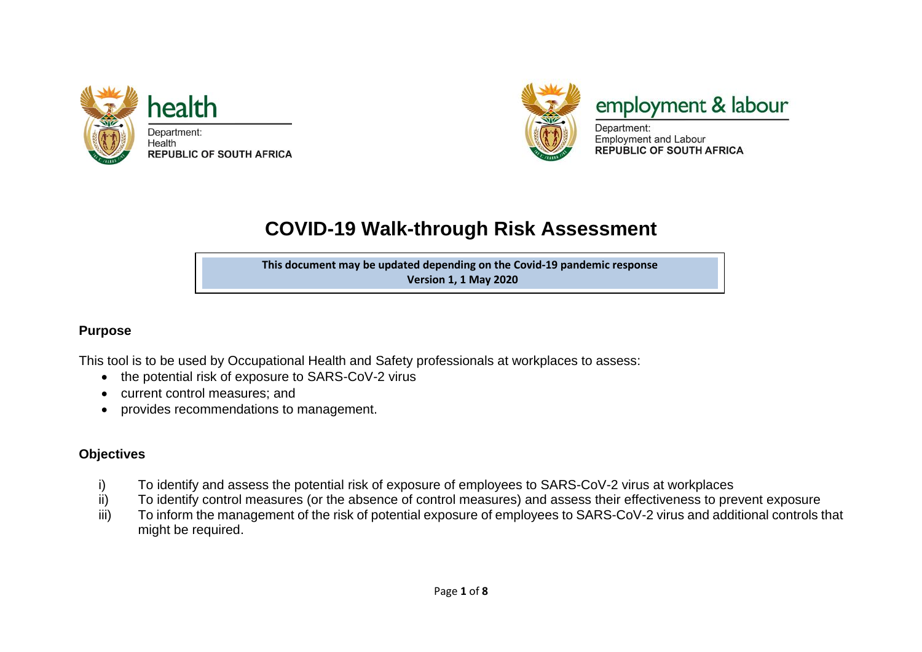health

Department:
Health
REPUBLIC OF SOUTH AFRICA

employment & labour

Department:
Employment and Labour
REPUBLIC OF SOUTH AFRICA

# COVID-19 Walk-through Risk Assessment

| **This document may be updated depending on the Covid-19 pandemic response** <br> **Version 1, 1 May 2020** |
|---|

## Purpose

This tool is to be used by Occupational Health and Safety professionals at workplaces to assess:

- the potential risk of exposure to SARS-CoV-2 virus
- current control measures; and
- provides recommendations to management.

## Objectives

i) To identify and assess the potential risk of exposure of employees to SARS-CoV-2 virus at workplaces
ii) To identify control measures (or the absence of control measures) and assess their effectiveness to prevent exposure
iii) To inform the management of the risk of potential exposure of employees to SARS-CoV-2 virus and additional controls that might be required.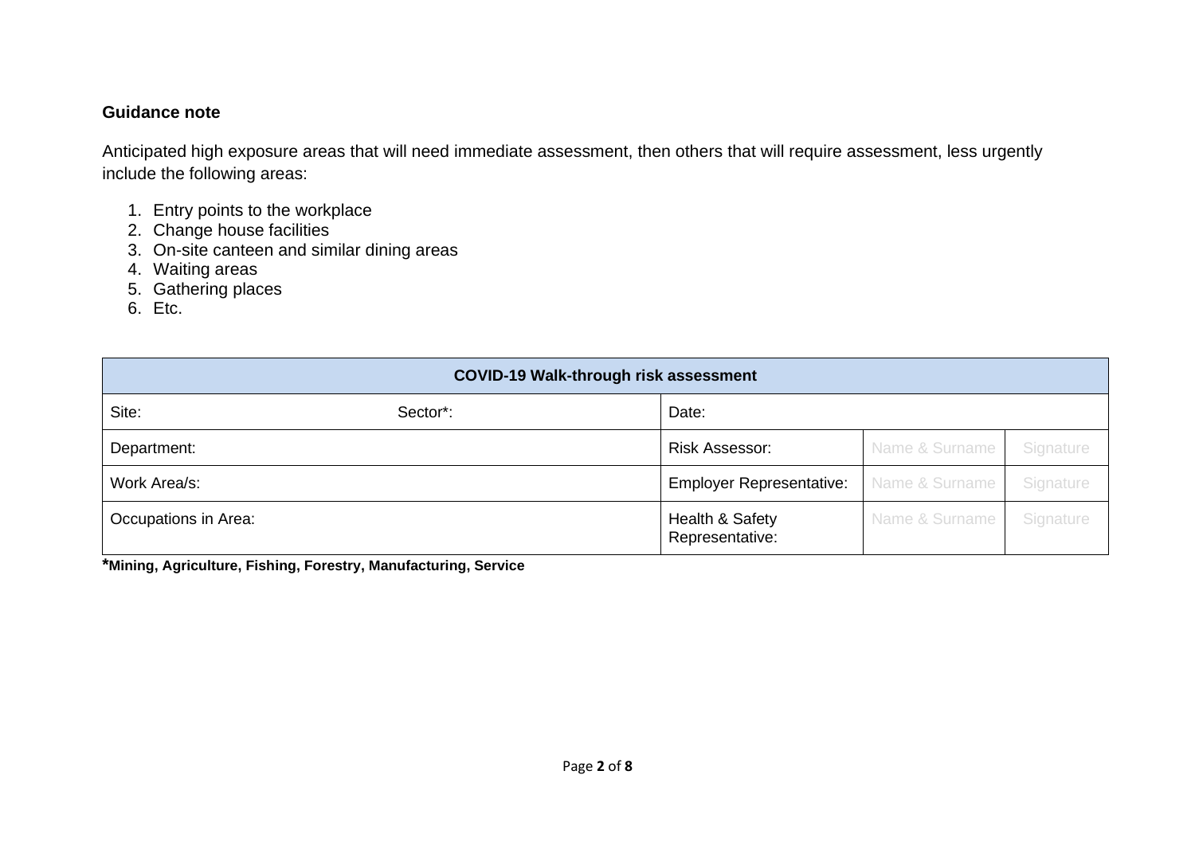**Guidance note**

Anticipated high exposure areas that will need immediate assessment, then others that will require assessment, less urgently include the following areas:

1. Entry points to the workplace
2. Change house facilities
3. On-site canteen and similar dining areas
4. Waiting areas
5. Gathering places
6. Etc.

| COVID-19 Walk-through risk assessment | | | | |
|---|---|---|---|---|
| Site: | Sector*: | Date: | | |
| Department: | | Risk Assessor: | Name & Surname | Signature |
| Work Area/s: | | Employer Representative: | Name & Surname | Signature |
| Occupations in Area: | | Health & Safety Representative: | Name & Surname | Signature |

***Mining, Agriculture, Fishing, Forestry, Manufacturing, Service**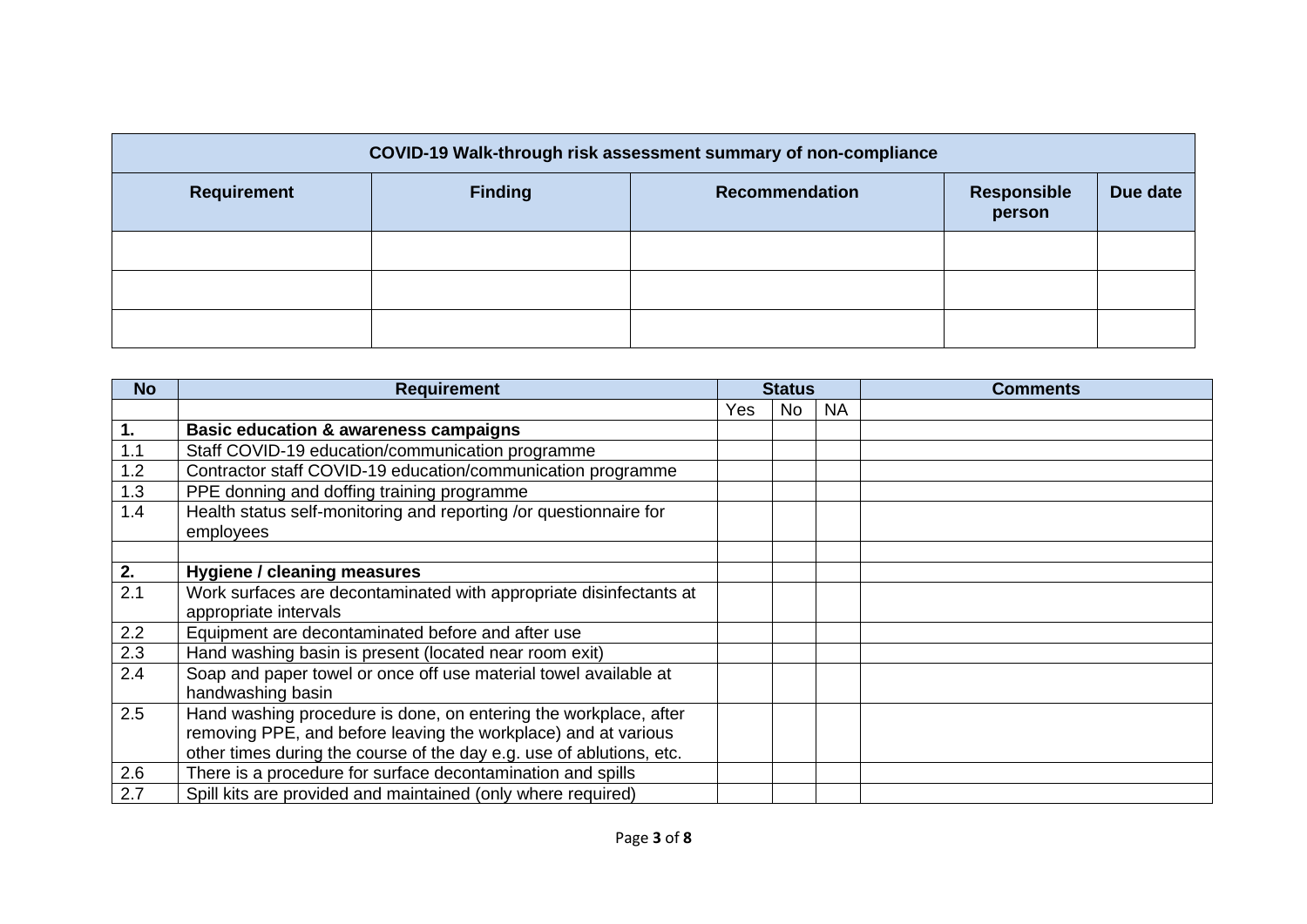| COVID-19 Walk-through risk assessment summary of non-compliance | | | | |
|---|---|---|---|---|
| **Requirement** | **Finding** | **Recommendation** | **Responsible person** | **Due date** |
| | | | | |
| | | | | |
| | | | | |

| No | Requirement | Status | | | Comments |
|---|---|---|---|---|---|
| | | Yes | No | NA | |
| **1.** | **Basic education & awareness campaigns** | | | | |
| 1.1 | Staff COVID-19 education/communication programme | | | | |
| 1.2 | Contractor staff COVID-19 education/communication programme | | | | |
| 1.3 | PPE donning and doffing training programme | | | | |
| 1.4 | Health status self-monitoring and reporting /or questionnaire for employees | | | | |
| | | | | | |
| **2.** | **Hygiene / cleaning measures** | | | | |
| 2.1 | Work surfaces are decontaminated with appropriate disinfectants at appropriate intervals | | | | |
| 2.2 | Equipment are decontaminated before and after use | | | | |
| 2.3 | Hand washing basin is present (located near room exit) | | | | |
| 2.4 | Soap and paper towel or once off use material towel available at handwashing basin | | | | |
| 2.5 | Hand washing procedure is done, on entering the workplace, after removing PPE, and before leaving the workplace) and at various other times during the course of the day e.g. use of ablutions, etc. | | | | |
| 2.6 | There is a procedure for surface decontamination and spills | | | | |
| 2.7 | Spill kits are provided and maintained (only where required) | | | | |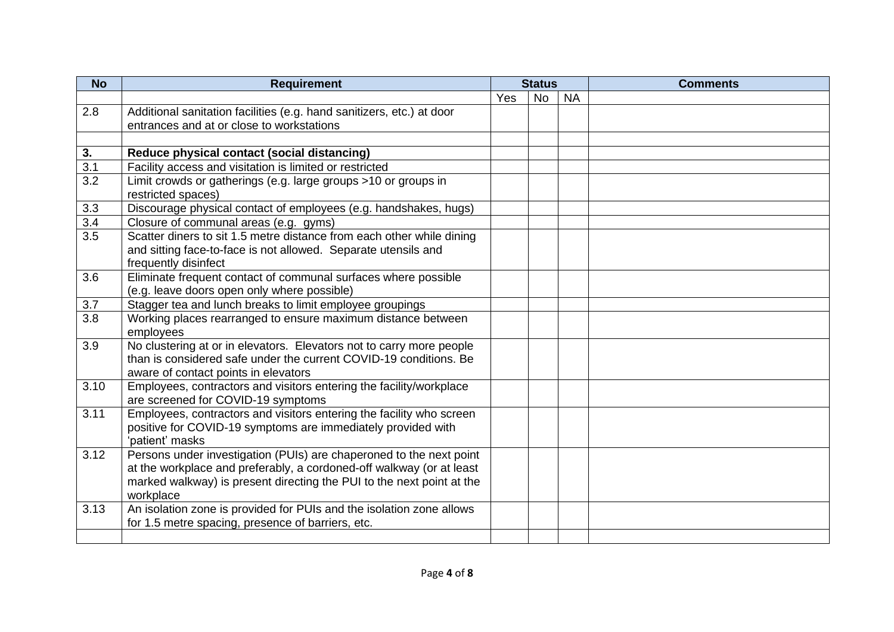| No | Requirement | Status | | | Comments |
|---|---|---|---|---|---|
| | | Yes | No | NA | |
| 2.8 | Additional sanitation facilities (e.g. hand sanitizers, etc.) at door entrances and at or close to workstations | | | | |
| | | | | | |
| **3.** | **Reduce physical contact (social distancing)** | | | | |
| 3.1 | Facility access and visitation is limited or restricted | | | | |
| 3.2 | Limit crowds or gatherings (e.g. large groups >10 or groups in restricted spaces) | | | | |
| 3.3 | Discourage physical contact of employees (e.g. handshakes, hugs) | | | | |
| 3.4 | Closure of communal areas (e.g. gyms) | | | | |
| 3.5 | Scatter diners to sit 1.5 metre distance from each other while dining and sitting face-to-face is not allowed. Separate utensils and frequently disinfect | | | | |
| 3.6 | Eliminate frequent contact of communal surfaces where possible (e.g. leave doors open only where possible) | | | | |
| 3.7 | Stagger tea and lunch breaks to limit employee groupings | | | | |
| 3.8 | Working places rearranged to ensure maximum distance between employees | | | | |
| 3.9 | No clustering at or in elevators. Elevators not to carry more people than is considered safe under the current COVID-19 conditions. Be aware of contact points in elevators | | | | |
| 3.10 | Employees, contractors and visitors entering the facility/workplace are screened for COVID-19 symptoms | | | | |
| 3.11 | Employees, contractors and visitors entering the facility who screen positive for COVID-19 symptoms are immediately provided with 'patient' masks | | | | |
| 3.12 | Persons under investigation (PUIs) are chaperoned to the next point at the workplace and preferably, a cordoned-off walkway (or at least marked walkway) is present directing the PUI to the next point at the workplace | | | | |
| 3.13 | An isolation zone is provided for PUIs and the isolation zone allows for 1.5 metre spacing, presence of barriers, etc. | | | | |
| | | | | | |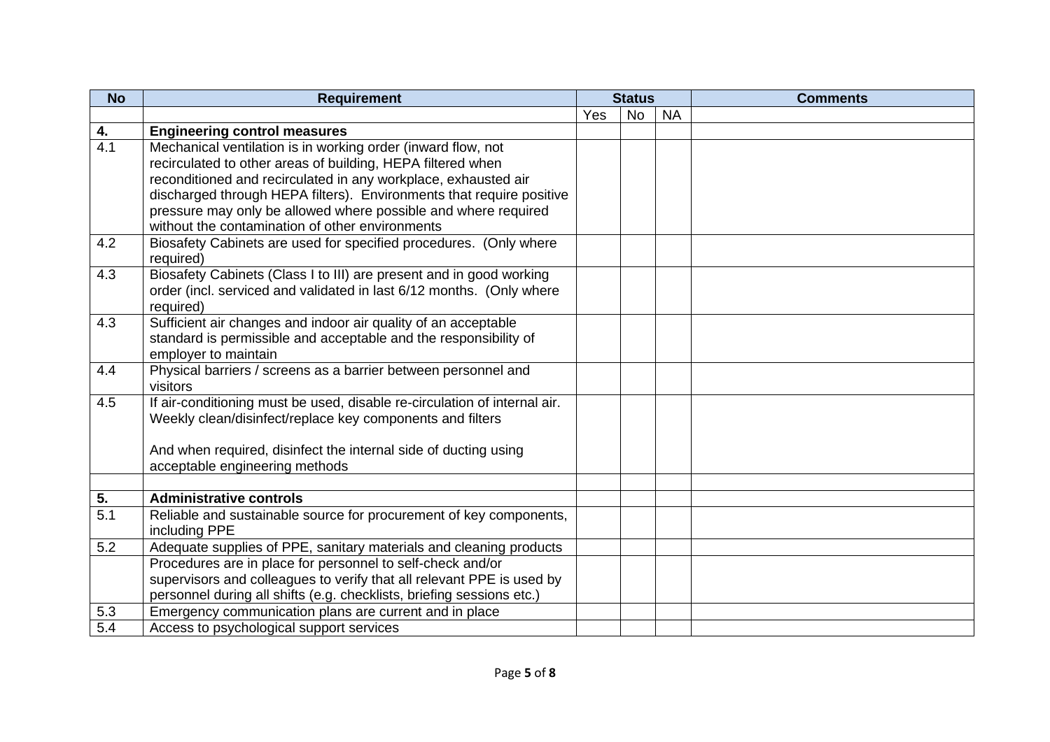| No | Requirement | Status | | | Comments |
|---|---|---|---|---|---|
| | | Yes | No | NA | |
| **4.** | **Engineering control measures** | | | | |
| 4.1 | Mechanical ventilation is in working order (inward flow, not recirculated to other areas of building, HEPA filtered when reconditioned and recirculated in any workplace, exhausted air discharged through HEPA filters). Environments that require positive pressure may only be allowed where possible and where required without the contamination of other environments | | | | |
| 4.2 | Biosafety Cabinets are used for specified procedures. (Only where required) | | | | |
| 4.3 | Biosafety Cabinets (Class I to III) are present and in good working order (incl. serviced and validated in last 6/12 months. (Only where required) | | | | |
| 4.3 | Sufficient air changes and indoor air quality of an acceptable standard is permissible and acceptable and the responsibility of employer to maintain | | | | |
| 4.4 | Physical barriers / screens as a barrier between personnel and visitors | | | | |
| 4.5 | If air-conditioning must be used, disable re-circulation of internal air. Weekly clean/disinfect/replace key components and filters<br><br>And when required, disinfect the internal side of ducting using acceptable engineering methods | | | | |
| | | | | | |
| **5.** | **Administrative controls** | | | | |
| 5.1 | Reliable and sustainable source for procurement of key components, including PPE | | | | |
| 5.2 | Adequate supplies of PPE, sanitary materials and cleaning products | | | | |
| | Procedures are in place for personnel to self-check and/or supervisors and colleagues to verify that all relevant PPE is used by personnel during all shifts (e.g. checklists, briefing sessions etc.) | | | | |
| 5.3 | Emergency communication plans are current and in place | | | | |
| 5.4 | Access to psychological support services | | | | |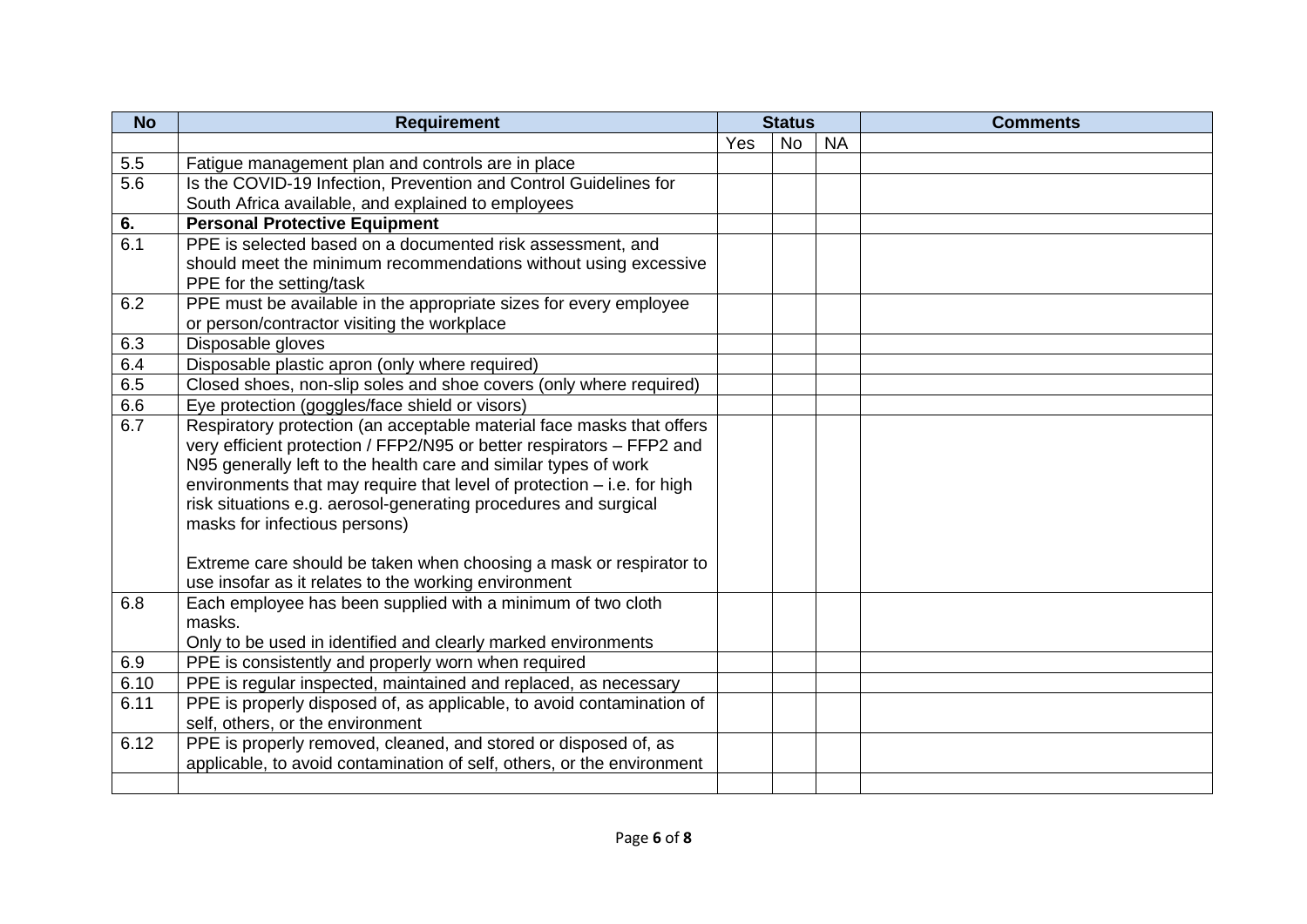| No | Requirement | Status | | | Comments |
|---|---|---|---|---|---|
| | | Yes | No | NA | |
| 5.5 | Fatigue management plan and controls are in place | | | | |
| 5.6 | Is the COVID-19 Infection, Prevention and Control Guidelines for South Africa available, and explained to employees | | | | |
| **6.** | **Personal Protective Equipment** | | | | |
| 6.1 | PPE is selected based on a documented risk assessment, and should meet the minimum recommendations without using excessive PPE for the setting/task | | | | |
| 6.2 | PPE must be available in the appropriate sizes for every employee or person/contractor visiting the workplace | | | | |
| 6.3 | Disposable gloves | | | | |
| 6.4 | Disposable plastic apron (only where required) | | | | |
| 6.5 | Closed shoes, non-slip soles and shoe covers (only where required) | | | | |
| 6.6 | Eye protection (goggles/face shield or visors) | | | | |
| 6.7 | Respiratory protection (an acceptable material face masks that offers very efficient protection / FFP2/N95 or better respirators – FFP2 and N95 generally left to the health care and similar types of work environments that may require that level of protection – i.e. for high risk situations e.g. aerosol-generating procedures and surgical masks for infectious persons)<br><br>Extreme care should be taken when choosing a mask or respirator to use insofar as it relates to the working environment | | | | |
| 6.8 | Each employee has been supplied with a minimum of two cloth masks.<br>Only to be used in identified and clearly marked environments | | | | |
| 6.9 | PPE is consistently and properly worn when required | | | | |
| 6.10 | PPE is regular inspected, maintained and replaced, as necessary | | | | |
| 6.11 | PPE is properly disposed of, as applicable, to avoid contamination of self, others, or the environment | | | | |
| 6.12 | PPE is properly removed, cleaned, and stored or disposed of, as applicable, to avoid contamination of self, others, or the environment | | | | |
| | | | | | |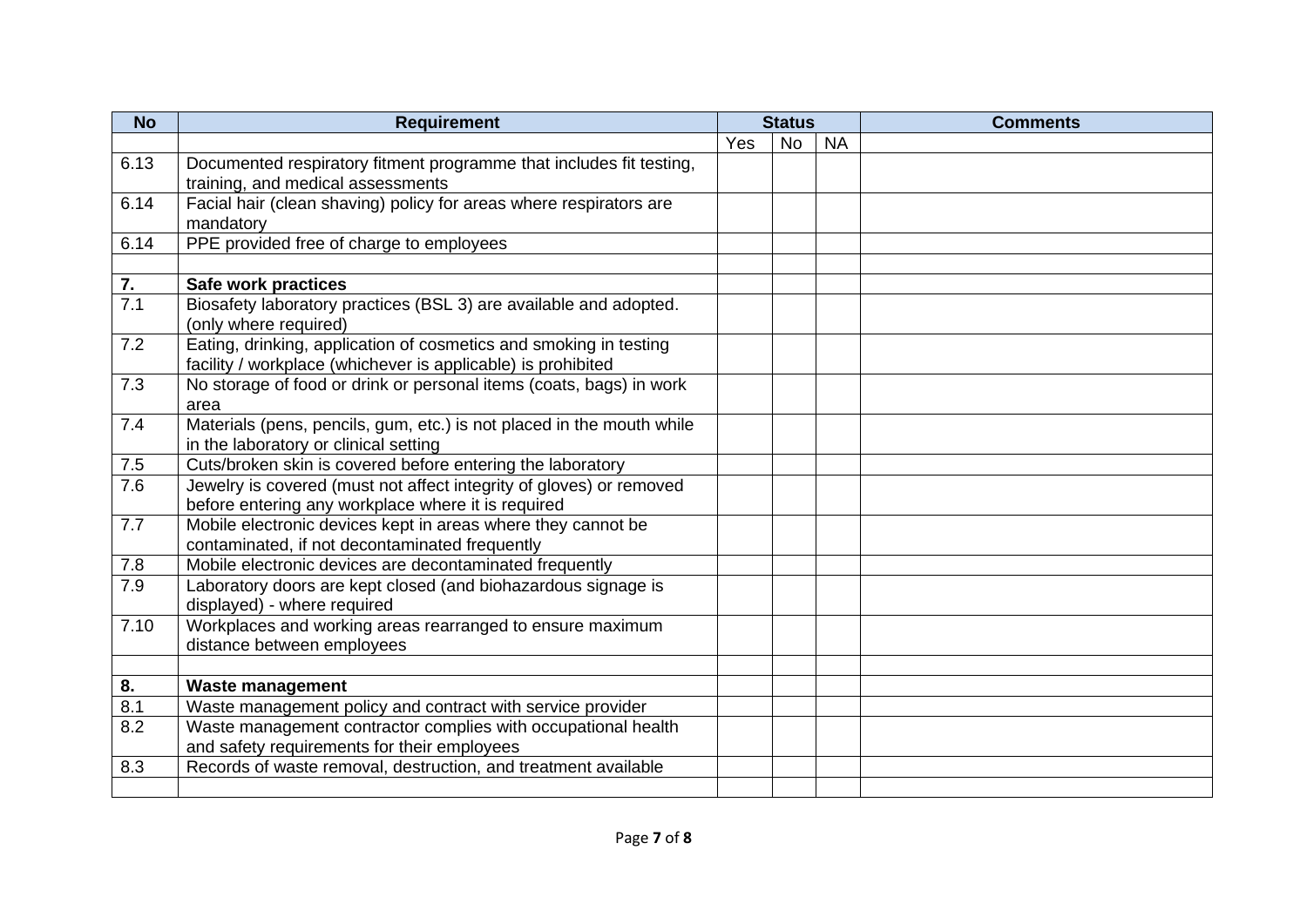| No | Requirement | Status | | | Comments |
|---|---|---|---|---|---|
| | | Yes | No | NA | |
| 6.13 | Documented respiratory fitment programme that includes fit testing, training, and medical assessments | | | | |
| 6.14 | Facial hair (clean shaving) policy for areas where respirators are mandatory | | | | |
| 6.14 | PPE provided free of charge to employees | | | | |
| | | | | | |
| **7.** | **Safe work practices** | | | | |
| 7.1 | Biosafety laboratory practices (BSL 3) are available and adopted. (only where required) | | | | |
| 7.2 | Eating, drinking, application of cosmetics and smoking in testing facility / workplace (whichever is applicable) is prohibited | | | | |
| 7.3 | No storage of food or drink or personal items (coats, bags) in work area | | | | |
| 7.4 | Materials (pens, pencils, gum, etc.) is not placed in the mouth while in the laboratory or clinical setting | | | | |
| 7.5 | Cuts/broken skin is covered before entering the laboratory | | | | |
| 7.6 | Jewelry is covered (must not affect integrity of gloves) or removed before entering any workplace where it is required | | | | |
| 7.7 | Mobile electronic devices kept in areas where they cannot be contaminated, if not decontaminated frequently | | | | |
| 7.8 | Mobile electronic devices are decontaminated frequently | | | | |
| 7.9 | Laboratory doors are kept closed (and biohazardous signage is displayed) - where required | | | | |
| 7.10 | Workplaces and working areas rearranged to ensure maximum distance between employees | | | | |
| | | | | | |
| **8.** | **Waste management** | | | | |
| 8.1 | Waste management policy and contract with service provider | | | | |
| 8.2 | Waste management contractor complies with occupational health and safety requirements for their employees | | | | |
| 8.3 | Records of waste removal, destruction, and treatment available | | | | |
| | | | | | |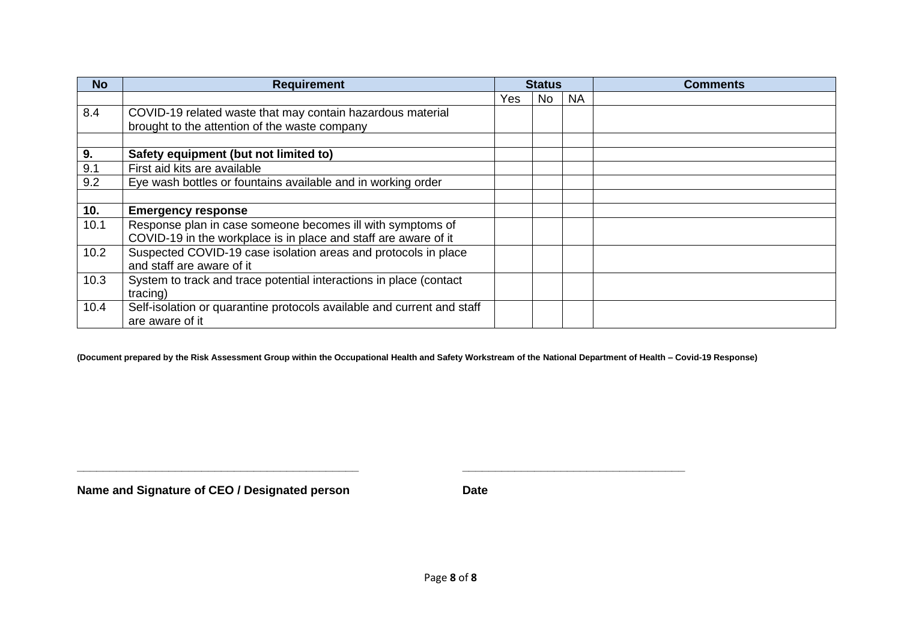| No | Requirement | Status | | | Comments |
|---|---|---|---|---|---|
| | | Yes | No | NA | |
| 8.4 | COVID-19 related waste that may contain hazardous material brought to the attention of the waste company | | | | |
| | | | | | |
| **9.** | **Safety equipment (but not limited to)** | | | | |
| 9.1 | First aid kits are available | | | | |
| 9.2 | Eye wash bottles or fountains available and in working order | | | | |
| | | | | | |
| **10.** | **Emergency response** | | | | |
| 10.1 | Response plan in case someone becomes ill with symptoms of COVID-19 in the workplace is in place and staff are aware of it | | | | |
| 10.2 | Suspected COVID-19 case isolation areas and protocols in place and staff are aware of it | | | | |
| 10.3 | System to track and trace potential interactions in place (contact tracing) | | | | |
| 10.4 | Self-isolation or quarantine protocols available and current and staff are aware of it | | | | |

**(Document prepared by the Risk Assessment Group within the Occupational Health and Safety Workstream of the National Department of Health – Covid-19 Response)**

_____________________________________________ ___________________________________

**Name and Signature of CEO / Designated person** **Date**